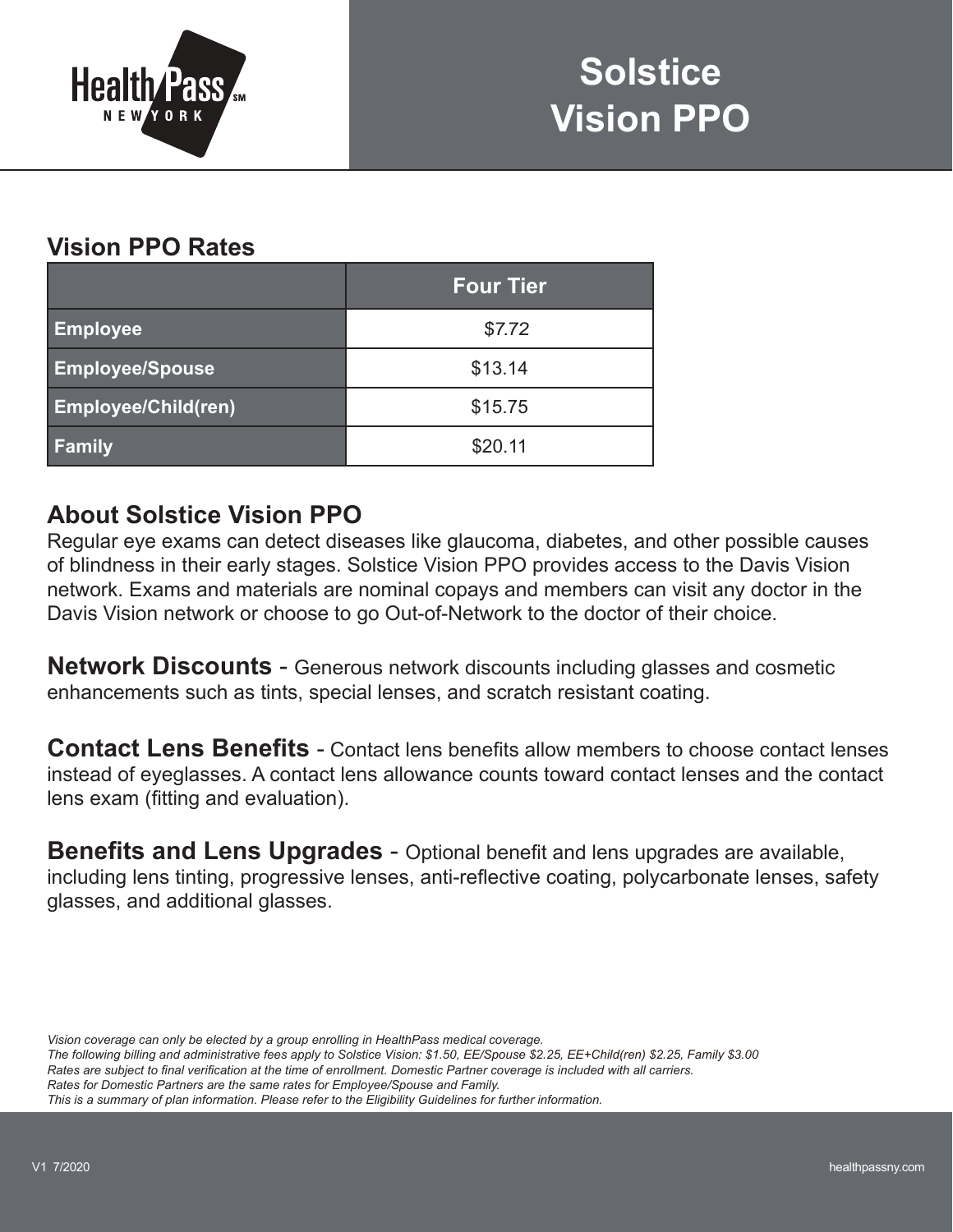# Solstice Vision PPO

## Vision PPO Rates

| | Four Tier |
|---|---|
| **Employee** | $7.72 |
| **Employee/Spouse** | $13.14 |
| **Employee/Child(ren)** | $15.75 |
| **Family** | $20.11 |

## About Solstice Vision PPO

Regular eye exams can detect diseases like glaucoma, diabetes, and other possible causes of blindness in their early stages. Solstice Vision PPO provides access to the Davis Vision network. Exams and materials are nominal copays and members can visit any doctor in the Davis Vision network or choose to go Out-of-Network to the doctor of their choice.

**Network Discounts** - Generous network discounts including glasses and cosmetic enhancements such as tints, special lenses, and scratch resistant coating.

**Contact Lens Benefits** - Contact lens benefits allow members to choose contact lenses instead of eyeglasses. A contact lens allowance counts toward contact lenses and the contact lens exam (fitting and evaluation).

**Benefits and Lens Upgrades** - Optional benefit and lens upgrades are available, including lens tinting, progressive lenses, anti-reflective coating, polycarbonate lenses, safety glasses, and additional glasses.

*Vision coverage can only be elected by a group enrolling in HealthPass medical coverage.*
*The following billing and administrative fees apply to Solstice Vision: $1.50, EE/Spouse $2.25, EE+Child(ren) $2.25, Family $3.00*
*Rates are subject to final verification at the time of enrollment. Domestic Partner coverage is included with all carriers.*
*Rates for Domestic Partners are the same rates for Employee/Spouse and Family.*
*This is a summary of plan information. Please refer to the Eligibility Guidelines for further information.*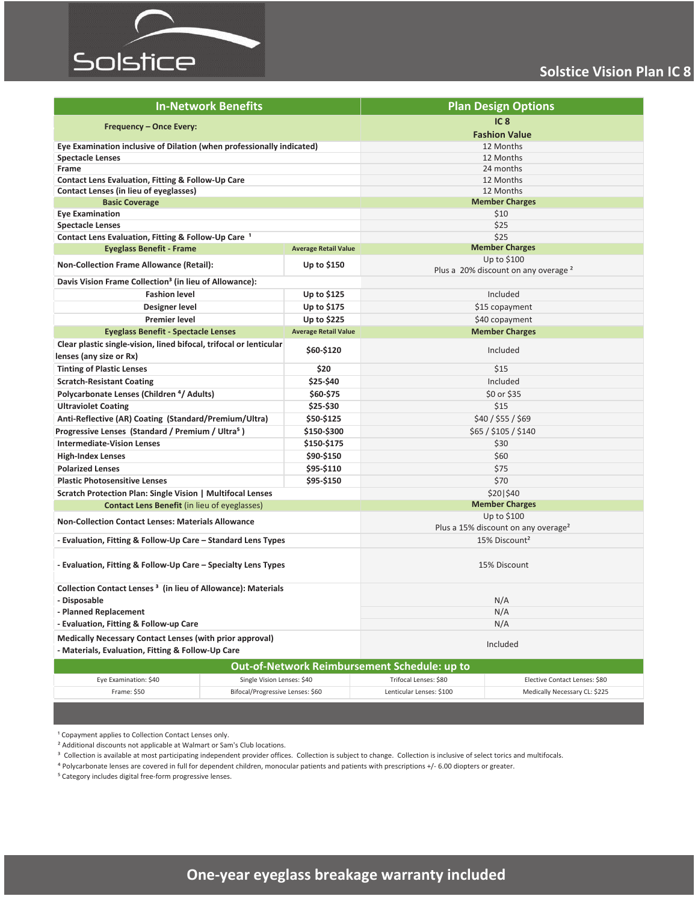# Solstice Vision Plan IC 8

| In-Network Benefits | | Plan Design Options |
|---|---|---|
| **Frequency – Once Every:** | | **IC 8 Fashion Value** |
| **Eye Examination inclusive of Dilation (when professionally indicated)** | | 12 Months |
| **Spectacle Lenses** | | 12 Months |
| **Frame** | | 24 months |
| **Contact Lens Evaluation, Fitting & Follow-Up Care** | | 12 Months |
| **Contact Lenses (in lieu of eyeglasses)** | | 12 Months |
| **Basic Coverage** | | **Member Charges** |
| **Eye Examination** | | $10 |
| **Spectacle Lenses** | | $25 |
| **Contact Lens Evaluation, Fitting & Follow-Up Care** [1] | | $25 |
| **Eyeglass Benefit - Frame** | **Average Retail Value** | **Member Charges** |
| **Non-Collection Frame Allowance (Retail):** | **Up to $150** | Up to $100 Plus a 20% discount on any overage [2] |
| **Davis Vision Frame Collection[3] (in lieu of Allowance):** | | |
| **Fashion level** | **Up to $125** | Included |
| **Designer level** | **Up to $175** | $15 copayment |
| **Premier level** | **Up to $225** | $40 copayment |
| **Eyeglass Benefit - Spectacle Lenses** | **Average Retail Value** | **Member Charges** |
| **Clear plastic single-vision, lined bifocal, trifocal or lenticular lenses (any size or Rx)** | **$60-$120** | Included |
| **Tinting of Plastic Lenses** | **$20** | $15 |
| **Scratch-Resistant Coating** | **$25-$40** | Included |
| **Polycarbonate Lenses (Children [4]/ Adults)** | **$60-$75** | $0 or $35 |
| **Ultraviolet Coating** | **$25-$30** | $15 |
| **Anti-Reflective (AR) Coating (Standard/Premium/Ultra)** | **$50-$125** | $40 / $55 / $69 |
| **Progressive Lenses (Standard / Premium / Ultra[5] )** | **$150-$300** | $65 / $105 / $140 |
| **Intermediate-Vision Lenses** | **$150-$175** | $30 |
| **High-Index Lenses** | **$90-$150** | $60 |
| **Polarized Lenses** | **$95-$110** | $75 |
| **Plastic Photosensitive Lenses** | **$95-$150** | $70 |
| **Scratch Protection Plan: Single Vision \| Multifocal Lenses** | | $20\|$40 |
| **Contact Lens Benefit** (in lieu of eyeglasses) | | **Member Charges** |
| **Non-Collection Contact Lenses: Materials Allowance** | | Up to $100 Plus a 15% discount on any overage[2] |
| **- Evaluation, Fitting & Follow-Up Care – Standard Lens Types** | | 15% Discount[2] |
| **- Evaluation, Fitting & Follow-Up Care – Specialty Lens Types** | | 15% Discount |
| **Collection Contact Lenses [3] (in lieu of Allowance): Materials** | | |
| **- Disposable** | | N/A |
| **- Planned Replacement** | | N/A |
| **- Evaluation, Fitting & Follow-up Care** | | N/A |
| **Medically Necessary Contact Lenses (with prior approval) - Materials, Evaluation, Fitting & Follow-Up Care** | | Included |

| Out-of-Network Reimbursement Schedule: up to | | | |
|---|---|---|---|
| Eye Examination: $40 | Single Vision Lenses: $40 | Trifocal Lenses: $80 | Elective Contact Lenses: $80 |
| Frame: $50 | Bifocal/Progressive Lenses: $60 | Lenticular Lenses: $100 | Medically Necessary CL: $225 |

[1] Copayment applies to Collection Contact Lenses only.
[2] Additional discounts not applicable at Walmart or Sam's Club locations.
[3] Collection is available at most participating independent provider offices. Collection is subject to change. Collection is inclusive of select torics and multifocals.
[4] Polycarbonate lenses are covered in full for dependent children, monocular patients and patients with prescriptions +/- 6.00 diopters or greater.
[5] Category includes digital free-form progressive lenses.

**One-year eyeglass breakage warranty included**